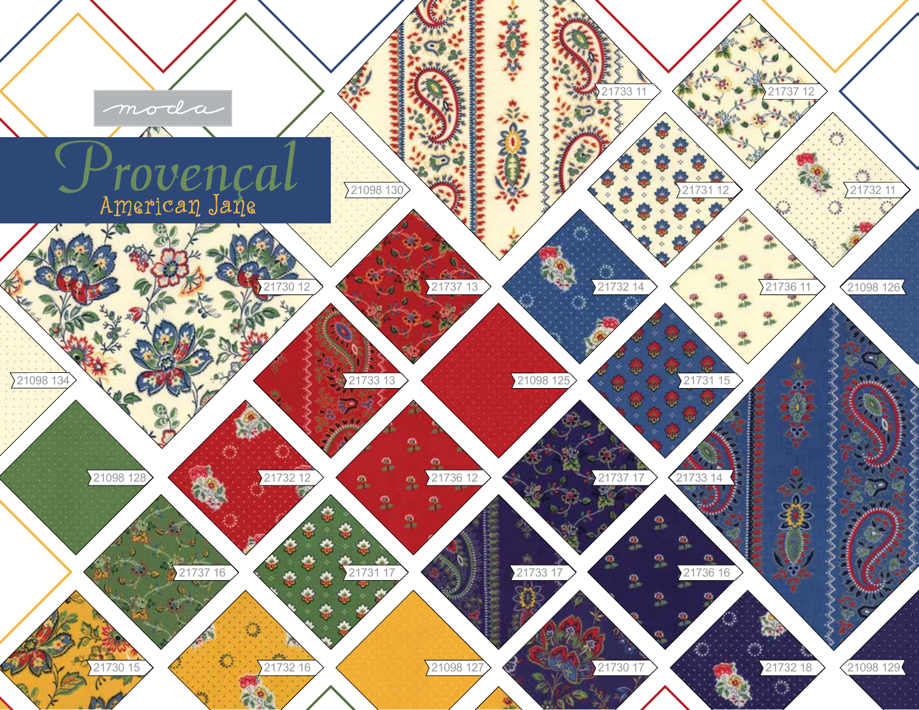moda

# Provençal

## American Jane

21733 11

21737 12

21098 130

21731 12

21732 11

21730 12

21737 13

21732 14

21736 11

21098 126

21098 134

21733 13

21098 125

21731 15

21098 128

21732 12

21736 12

21737 17

21733 14

21737 16

21731 17

21733 17

21736 16

21730 15

21732 16

21098 127

21730 17

21732 18

21098 129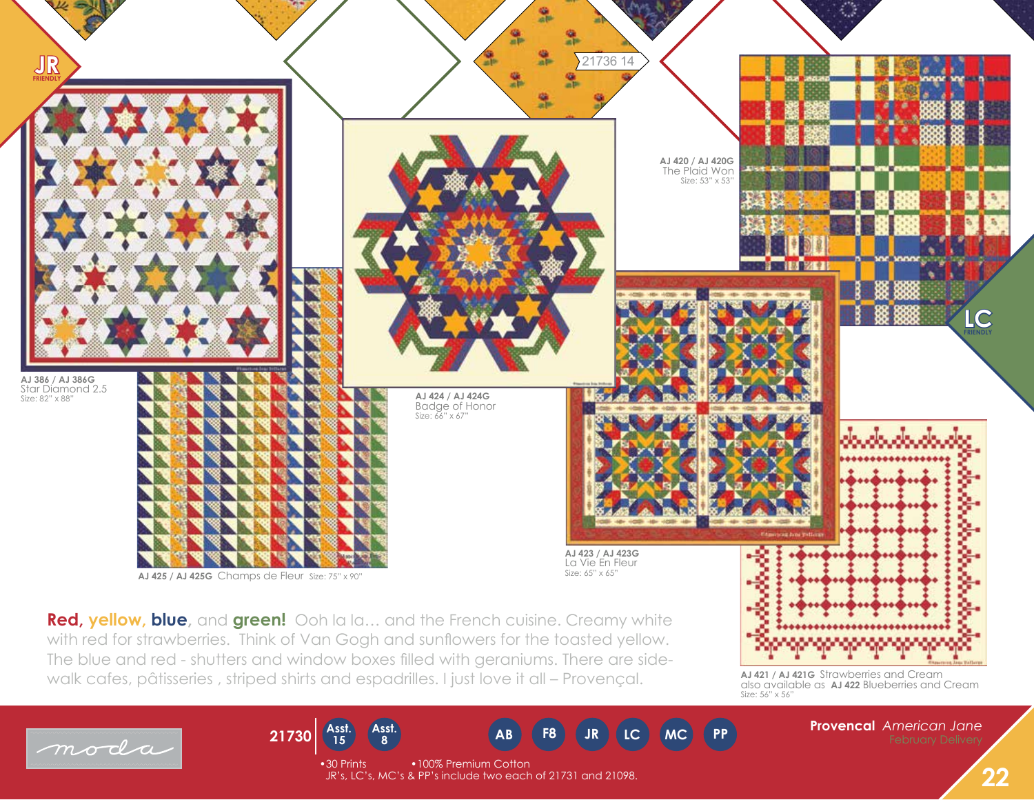JR FRIENDLY

21736 14

AJ 420 / AJ 420G
The Plaid Won
Size: 53" x 53"

AJ 386 / AJ 386G
Star Diamond 2.5
Size: 82" x 88"

AJ 424 / AJ 424G
Badge of Honor
Size: 66" x 67"

LC FRIENDLY

AJ 425 / AJ 425G Champs de Fleur Size: 75" x 90"

AJ 423 / AJ 423G
La Vie En Fleur
Size: 65" x 65"

**Red, yellow, blue**, and **green!** Ooh la la… and the French cuisine. Creamy white with red for strawberries. Think of Van Gogh and sunflowers for the toasted yellow. The blue and red - shutters and window boxes filled with geraniums. There are side-walk cafes, pâtisseries , striped shirts and espadrilles. I just love it all – Provençal.

AJ 421 / AJ 421G Strawberries and Cream
also available as **AJ 422** Blueberries and Cream
Size: 56" x 56"

moda

21730 | Asst. 15 | Asst. 8 | AB | F8 | JR | LC | MC | PP

• 30 Prints • 100% Premium Cotton
JR's, LC's, MC's & PP's include two each of 21731 and 21098.

**Provencal** *American Jane*
February Delivery